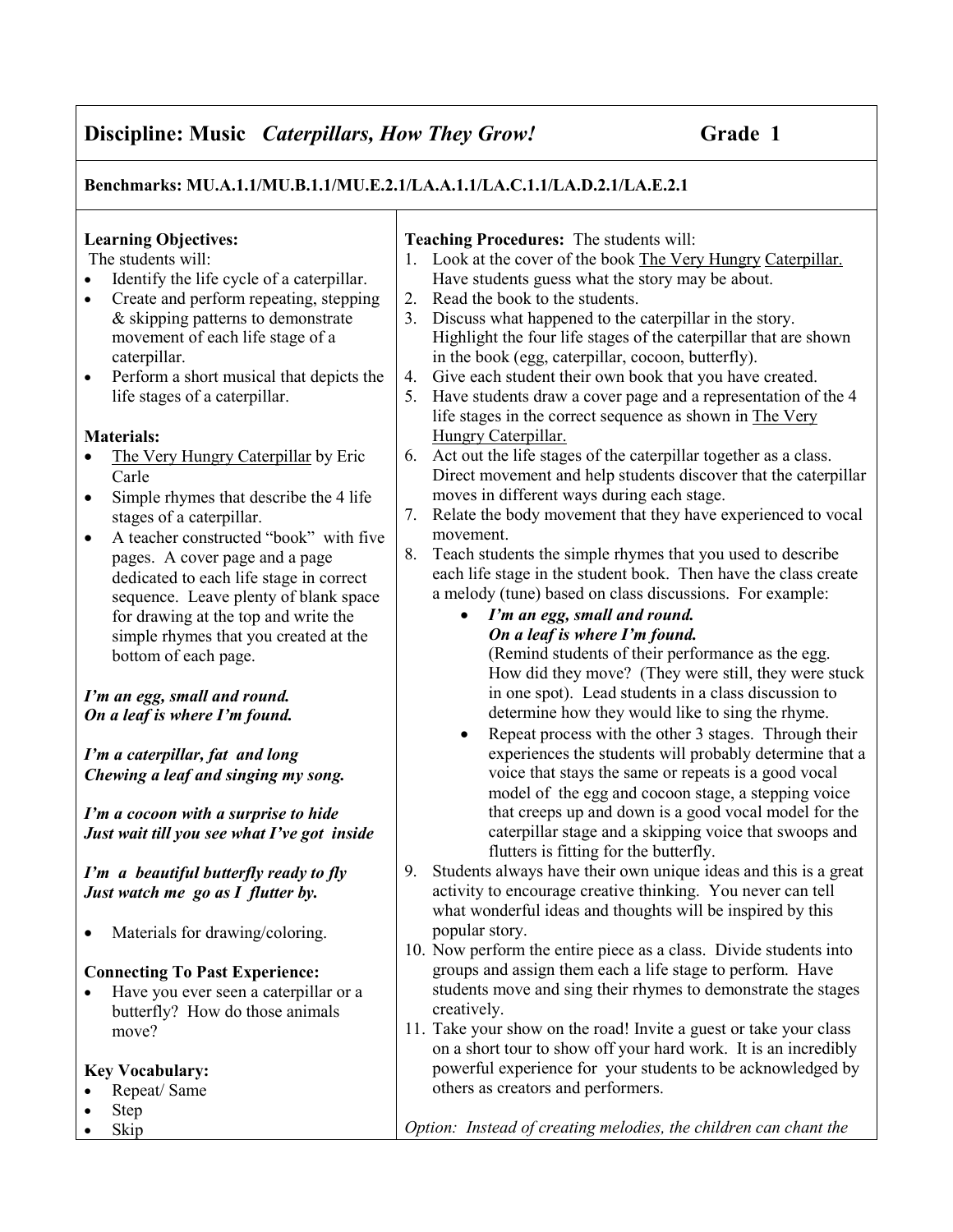# Discipline: Music *Caterpillars, How They Grow!* Grade 1

**Benchmarks: MU.A.1.1/MU.B.1.1/MU.E.2.1/LA.A.1.1/LA.C.1.1/LA.D.2.1/LA.E.2.1**

**Learning Objectives:**

The students will:

- Identify the life cycle of a caterpillar.
- Create and perform repeating, stepping & skipping patterns to demonstrate movement of each life stage of a caterpillar.
- Perform a short musical that depicts the life stages of a caterpillar.

**Materials:**

- The Very Hungry Caterpillar by Eric Carle
- Simple rhymes that describe the 4 life stages of a caterpillar.
- A teacher constructed "book" with five pages. A cover page and a page dedicated to each life stage in correct sequence. Leave plenty of blank space for drawing at the top and write the simple rhymes that you created at the bottom of each page.

***I'm an egg, small and round.***
***On a leaf is where I'm found.***

***I'm a caterpillar, fat and long***
***Chewing a leaf and singing my song.***

***I'm a cocoon with a surprise to hide***
***Just wait till you see what I've got inside***

***I'm a beautiful butterfly ready to fly***
***Just watch me go as I flutter by.***

- Materials for drawing/coloring.

**Connecting To Past Experience:**

- Have you ever seen a caterpillar or a butterfly? How do those animals move?

**Key Vocabulary:**

- Repeat/ Same
- Step
- Skip

**Teaching Procedures:** The students will:

1. Look at the cover of the book The Very Hungry Caterpillar. Have students guess what the story may be about.
2. Read the book to the students.
3. Discuss what happened to the caterpillar in the story. Highlight the four life stages of the caterpillar that are shown in the book (egg, caterpillar, cocoon, butterfly).
4. Give each student their own book that you have created.
5. Have students draw a cover page and a representation of the 4 life stages in the correct sequence as shown in The Very Hungry Caterpillar.
6. Act out the life stages of the caterpillar together as a class. Direct movement and help students discover that the caterpillar moves in different ways during each stage.
7. Relate the body movement that they have experienced to vocal movement.
8. Teach students the simple rhymes that you used to describe each life stage in the student book. Then have the class create a melody (tune) based on class discussions. For example:
   - ***I'm an egg, small and round.***
     ***On a leaf is where I'm found.***
     (Remind students of their performance as the egg. How did they move? (They were still, they were stuck in one spot). Lead students in a class discussion to determine how they would like to sing the rhyme.
   - Repeat process with the other 3 stages. Through their experiences the students will probably determine that a voice that stays the same or repeats is a good vocal model of the egg and cocoon stage, a stepping voice that creeps up and down is a good vocal model for the caterpillar stage and a skipping voice that swoops and flutters is fitting for the butterfly.
9. Students always have their own unique ideas and this is a great activity to encourage creative thinking. You never can tell what wonderful ideas and thoughts will be inspired by this popular story.
10. Now perform the entire piece as a class. Divide students into groups and assign them each a life stage to perform. Have students move and sing their rhymes to demonstrate the stages creatively.
11. Take your show on the road! Invite a guest or take your class on a short tour to show off your hard work. It is an incredibly powerful experience for your students to be acknowledged by others as creators and performers.

*Option: Instead of creating melodies, the children can chant the*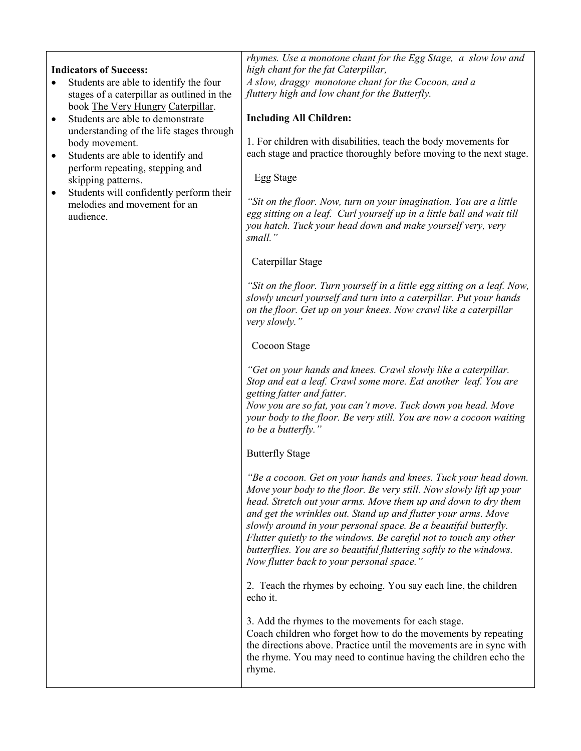**Indicators of Success:**

- Students are able to identify the four stages of a caterpillar as outlined in the book The Very Hungry Caterpillar.
- Students are able to demonstrate understanding of the life stages through body movement.
- Students are able to identify and perform repeating, stepping and skipping patterns.
- Students will confidently perform their melodies and movement for an audience.

*rhymes. Use a monotone chant for the Egg Stage, a slow low and high chant for the fat Caterpillar,*
*A slow, draggy monotone chant for the Cocoon, and a fluttery high and low chant for the Butterfly.*

**Including All Children:**

1. For children with disabilities, teach the body movements for each stage and practice thoroughly before moving to the next stage.

Egg Stage

*"Sit on the floor. Now, turn on your imagination. You are a little egg sitting on a leaf. Curl yourself up in a little ball and wait till you hatch. Tuck your head down and make yourself very, very small."*

Caterpillar Stage

*"Sit on the floor. Turn yourself in a little egg sitting on a leaf. Now, slowly uncurl yourself and turn into a caterpillar. Put your hands on the floor. Get up on your knees. Now crawl like a caterpillar very slowly."*

Cocoon Stage

*"Get on your hands and knees. Crawl slowly like a caterpillar. Stop and eat a leaf. Crawl some more. Eat another leaf. You are getting fatter and fatter.*
*Now you are so fat, you can't move. Tuck down you head. Move your body to the floor. Be very still. You are now a cocoon waiting to be a butterfly."*

Butterfly Stage

*"Be a cocoon. Get on your hands and knees. Tuck your head down. Move your body to the floor. Be very still. Now slowly lift up your head. Stretch out your arms. Move them up and down to dry them and get the wrinkles out. Stand up and flutter your arms. Move slowly around in your personal space. Be a beautiful butterfly. Flutter quietly to the windows. Be careful not to touch any other butterflies. You are so beautiful fluttering softly to the windows. Now flutter back to your personal space."*

2. Teach the rhymes by echoing. You say each line, the children echo it.

3. Add the rhymes to the movements for each stage.
Coach children who forget how to do the movements by repeating the directions above. Practice until the movements are in sync with the rhyme. You may need to continue having the children echo the rhyme.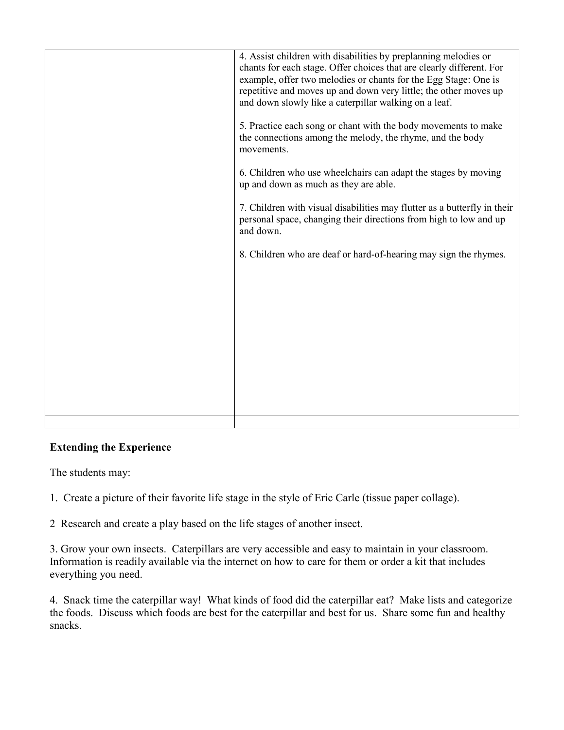| | |
|---|---|
| | 4. Assist children with disabilities by preplanning melodies or chants for each stage. Offer choices that are clearly different. For example, offer two melodies or chants for the Egg Stage: One is repetitive and moves up and down very little; the other moves up and down slowly like a caterpillar walking on a leaf.<br><br>5. Practice each song or chant with the body movements to make the connections among the melody, the rhyme, and the body movements.<br><br>6. Children who use wheelchairs can adapt the stages by moving up and down as much as they are able.<br><br>7. Children with visual disabilities may flutter as a butterfly in their personal space, changing their directions from high to low and up and down.<br><br>8. Children who are deaf or hard-of-hearing may sign the rhymes. |
| | |

**Extending the Experience**

The students may:

1. Create a picture of their favorite life stage in the style of Eric Carle (tissue paper collage).

2 Research and create a play based on the life stages of another insect.

3. Grow your own insects. Caterpillars are very accessible and easy to maintain in your classroom. Information is readily available via the internet on how to care for them or order a kit that includes everything you need.

4. Snack time the caterpillar way! What kinds of food did the caterpillar eat? Make lists and categorize the foods. Discuss which foods are best for the caterpillar and best for us. Share some fun and healthy snacks.